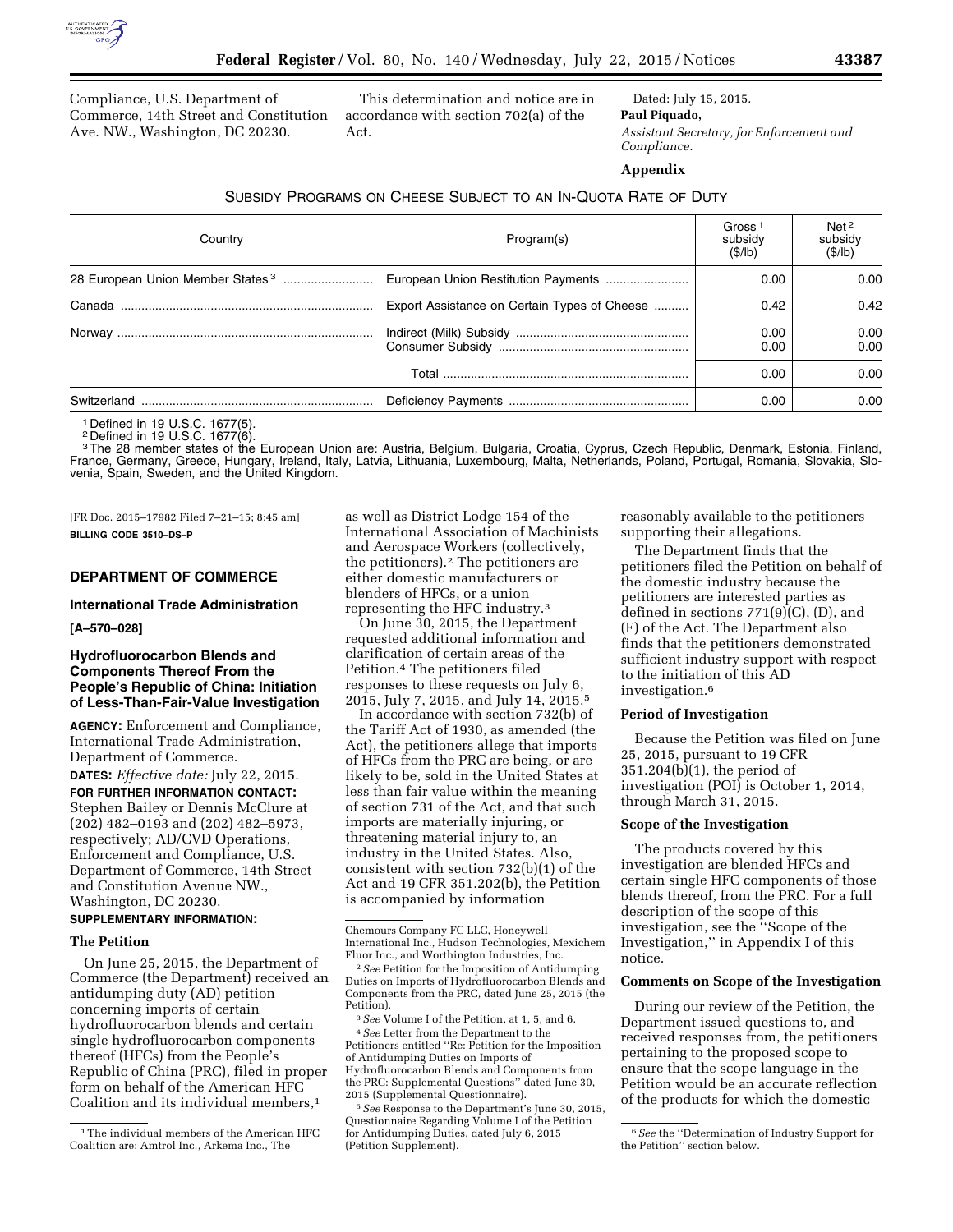Compliance, U.S. Department of Commerce, 14th Street and Constitution Ave. NW., Washington, DC 20230.

This determination and notice are in accordance with section 702(a) of the Act.

Dated: July 15, 2015.

**Paul Piquado,**

*Assistant Secretary, for Enforcement and Compliance.*

**Appendix**

SUBSIDY PROGRAMS ON CHEESE SUBJECT TO AN IN-QUOTA RATE OF DUTY

| Country | Program(s) | Gross [1] subsidy ($/lb) | Net [2] subsidy ($/lb) |
|---|---|---|---|
| 28 European Union Member States [3] | European Union Restitution Payments | 0.00 | 0.00 |
| Canada | Export Assistance on Certain Types of Cheese | 0.42 | 0.42 |
| Norway | Indirect (Milk) Subsidy | 0.00 | 0.00 |
| | Consumer Subsidy | 0.00 | 0.00 |
| | Total | 0.00 | 0.00 |
| Switzerland | Deficiency Payments | 0.00 | 0.00 |

[1] Defined in 19 U.S.C. 1677(5).
[2] Defined in 19 U.S.C. 1677(6).
[3] The 28 member states of the European Union are: Austria, Belgium, Bulgaria, Croatia, Cyprus, Czech Republic, Denmark, Estonia, Finland, France, Germany, Greece, Hungary, Ireland, Italy, Latvia, Lithuania, Luxembourg, Malta, Netherlands, Poland, Portugal, Romania, Slovakia, Slovenia, Spain, Sweden, and the United Kingdom.

[FR Doc. 2015–17982 Filed 7–21–15; 8:45 am]

**BILLING CODE 3510–DS–P**

## DEPARTMENT OF COMMERCE

### International Trade Administration

**[A–570–028]**

### Hydrofluorocarbon Blends and Components Thereof From the People's Republic of China: Initiation of Less-Than-Fair-Value Investigation

**AGENCY:** Enforcement and Compliance, International Trade Administration, Department of Commerce.

**DATES:** *Effective date:* July 22, 2015.

**FOR FURTHER INFORMATION CONTACT:** Stephen Bailey or Dennis McClure at (202) 482–0193 and (202) 482–5973, respectively; AD/CVD Operations, Enforcement and Compliance, U.S. Department of Commerce, 14th Street and Constitution Avenue NW., Washington, DC 20230.

**SUPPLEMENTARY INFORMATION:**

**The Petition**

On June 25, 2015, the Department of Commerce (the Department) received an antidumping duty (AD) petition concerning imports of certain hydrofluorocarbon blends and certain single hydrofluorocarbon components thereof (HFCs) from the People's Republic of China (PRC), filed in proper form on behalf of the American HFC Coalition and its individual members,[1] as well as District Lodge 154 of the International Association of Machinists and Aerospace Workers (collectively, the petitioners).[2] The petitioners are either domestic manufacturers or blenders of HFCs, or a union representing the HFC industry.[3]

On June 30, 2015, the Department requested additional information and clarification of certain areas of the Petition.[4] The petitioners filed responses to these requests on July 6, 2015, July 7, 2015, and July 14, 2015.[5]

In accordance with section 732(b) of the Tariff Act of 1930, as amended (the Act), the petitioners allege that imports of HFCs from the PRC are being, or are likely to be, sold in the United States at less than fair value within the meaning of section 731 of the Act, and that such imports are materially injuring, or threatening material injury to, an industry in the United States. Also, consistent with section 732(b)(1) of the Act and 19 CFR 351.202(b), the Petition is accompanied by information reasonably available to the petitioners supporting their allegations.

The Department finds that the petitioners filed the Petition on behalf of the domestic industry because the petitioners are interested parties as defined in sections 771(9)(C), (D), and (F) of the Act. The Department also finds that the petitioners demonstrated sufficient industry support with respect to the initiation of this AD investigation.[6]

**Period of Investigation**

Because the Petition was filed on June 25, 2015, pursuant to 19 CFR 351.204(b)(1), the period of investigation (POI) is October 1, 2014, through March 31, 2015.

**Scope of the Investigation**

The products covered by this investigation are blended HFCs and certain single HFC components of those blends thereof, from the PRC. For a full description of the scope of this investigation, see the "Scope of the Investigation," in Appendix I of this notice.

**Comments on Scope of the Investigation**

During our review of the Petition, the Department issued questions to, and received responses from, the petitioners pertaining to the proposed scope to ensure that the scope language in the Petition would be an accurate reflection of the products for which the domestic

[1] The individual members of the American HFC Coalition are: Amtrol Inc., Arkema Inc., The Chemours Company FC LLC, Honeywell International Inc., Hudson Technologies, Mexichem Fluor Inc., and Worthington Industries, Inc.

[2] *See* Petition for the Imposition of Antidumping Duties on Imports of Hydrofluorocarbon Blends and Components from the PRC, dated June 25, 2015 (the Petition).

[3] *See* Volume I of the Petition, at 1, 5, and 6.

[4] *See* Letter from the Department to the Petitioners entitled "Re: Petition for the Imposition of Antidumping Duties on Imports of Hydrofluorocarbon Blends and Components from the PRC: Supplemental Questions" dated June 30, 2015 (Supplemental Questionnaire).

[5] *See* Response to the Department's June 30, 2015, Questionnaire Regarding Volume I of the Petition for Antidumping Duties, dated July 6, 2015 (Petition Supplement).

[6] *See* the "Determination of Industry Support for the Petition" section below.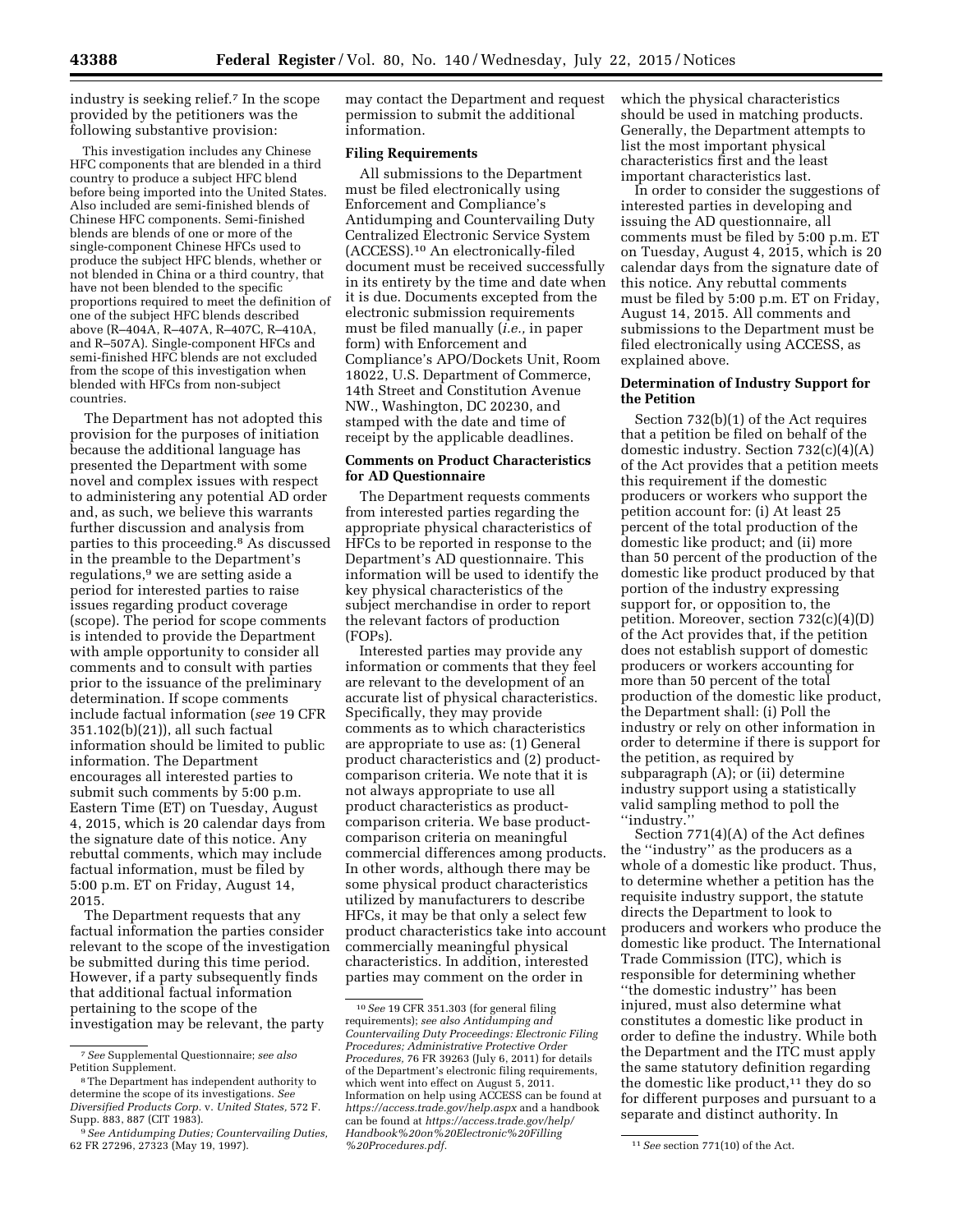industry is seeking relief.[7] In the scope provided by the petitioners was the following substantive provision:

> This investigation includes any Chinese HFC components that are blended in a third country to produce a subject HFC blend before being imported into the United States. Also included are semi-finished blends of Chinese HFC components. Semi-finished blends are blends of one or more of the single-component Chinese HFCs used to produce the subject HFC blends, whether or not blended in China or a third country, that have not been blended to the specific proportions required to meet the definition of one of the subject HFC blends described above (R–404A, R–407A, R–407C, R–410A, and R–507A). Single-component HFCs and semi-finished HFC blends are not excluded from the scope of this investigation when blended with HFCs from non-subject countries.

The Department has not adopted this provision for the purposes of initiation because the additional language has presented the Department with some novel and complex issues with respect to administering any potential AD order and, as such, we believe this warrants further discussion and analysis from parties to this proceeding.[8] As discussed in the preamble to the Department's regulations,[9] we are setting aside a period for interested parties to raise issues regarding product coverage (scope). The period for scope comments is intended to provide the Department with ample opportunity to consider all comments and to consult with parties prior to the issuance of the preliminary determination. If scope comments include factual information (*see* 19 CFR 351.102(b)(21)), all such factual information should be limited to public information. The Department encourages all interested parties to submit such comments by 5:00 p.m. Eastern Time (ET) on Tuesday, August 4, 2015, which is 20 calendar days from the signature date of this notice. Any rebuttal comments, which may include factual information, must be filed by 5:00 p.m. ET on Friday, August 14, 2015.

The Department requests that any factual information the parties consider relevant to the scope of the investigation be submitted during this time period. However, if a party subsequently finds that additional factual information pertaining to the scope of the investigation may be relevant, the party may contact the Department and request permission to submit the additional information.

## Filing Requirements

All submissions to the Department must be filed electronically using Enforcement and Compliance's Antidumping and Countervailing Duty Centralized Electronic Service System (ACCESS).[10] An electronically-filed document must be received successfully in its entirety by the time and date when it is due. Documents excepted from the electronic submission requirements must be filed manually (*i.e.,* in paper form) with Enforcement and Compliance's APO/Dockets Unit, Room 18022, U.S. Department of Commerce, 14th Street and Constitution Avenue NW., Washington, DC 20230, and stamped with the date and time of receipt by the applicable deadlines.

## Comments on Product Characteristics for AD Questionnaire

The Department requests comments from interested parties regarding the appropriate physical characteristics of HFCs to be reported in response to the Department's AD questionnaire. This information will be used to identify the key physical characteristics of the subject merchandise in order to report the relevant factors of production (FOPs).

Interested parties may provide any information or comments that they feel are relevant to the development of an accurate list of physical characteristics. Specifically, they may provide comments as to which characteristics are appropriate to use as: (1) General product characteristics and (2) product-comparison criteria. We note that it is not always appropriate to use all product characteristics as product-comparison criteria. We base product-comparison criteria on meaningful commercial differences among products. In other words, although there may be some physical product characteristics utilized by manufacturers to describe HFCs, it may be that only a select few product characteristics take into account commercially meaningful physical characteristics. In addition, interested parties may comment on the order in which the physical characteristics should be used in matching products. Generally, the Department attempts to list the most important physical characteristics first and the least important characteristics last.

In order to consider the suggestions of interested parties in developing and issuing the AD questionnaire, all comments must be filed by 5:00 p.m. ET on Tuesday, August 4, 2015, which is 20 calendar days from the signature date of this notice. Any rebuttal comments must be filed by 5:00 p.m. ET on Friday, August 14, 2015. All comments and submissions to the Department must be filed electronically using ACCESS, as explained above.

## Determination of Industry Support for the Petition

Section 732(b)(1) of the Act requires that a petition be filed on behalf of the domestic industry. Section 732(c)(4)(A) of the Act provides that a petition meets this requirement if the domestic producers or workers who support the petition account for: (i) At least 25 percent of the total production of the domestic like product; and (ii) more than 50 percent of the production of the domestic like product produced by that portion of the industry expressing support for, or opposition to, the petition. Moreover, section 732(c)(4)(D) of the Act provides that, if the petition does not establish support of domestic producers or workers accounting for more than 50 percent of the total production of the domestic like product, the Department shall: (i) Poll the industry or rely on other information in order to determine if there is support for the petition, as required by subparagraph (A); or (ii) determine industry support using a statistically valid sampling method to poll the "industry."

Section 771(4)(A) of the Act defines the "industry" as the producers as a whole of a domestic like product. Thus, to determine whether a petition has the requisite industry support, the statute directs the Department to look to producers and workers who produce the domestic like product. The International Trade Commission (ITC), which is responsible for determining whether "the domestic industry" has been injured, must also determine what constitutes a domestic like product in order to define the industry. While both the Department and the ITC must apply the same statutory definition regarding the domestic like product,[11] they do so for different purposes and pursuant to a separate and distinct authority. In

---

[7] *See* Supplemental Questionnaire; *see also* Petition Supplement.

[8] The Department has independent authority to determine the scope of its investigations. *See Diversified Products Corp.* v. *United States,* 572 F. Supp. 883, 887 (CIT 1983).

[9] *See Antidumping Duties; Countervailing Duties,* 62 FR 27296, 27323 (May 19, 1997).

[10] *See* 19 CFR 351.303 (for general filing requirements); *see also Antidumping and Countervailing Duty Proceedings: Electronic Filing Procedures; Administrative Protective Order Procedures,* 76 FR 39263 (July 6, 2011) for details of the Department's electronic filing requirements, which went into effect on August 5, 2011. Information on help using ACCESS can be found at *https://access.trade.gov/help.aspx* and a handbook can be found at *https://access.trade.gov/help/Handbook%20on%20Electronic%20Filling%20Procedures.pdf.*

[11] *See* section 771(10) of the Act.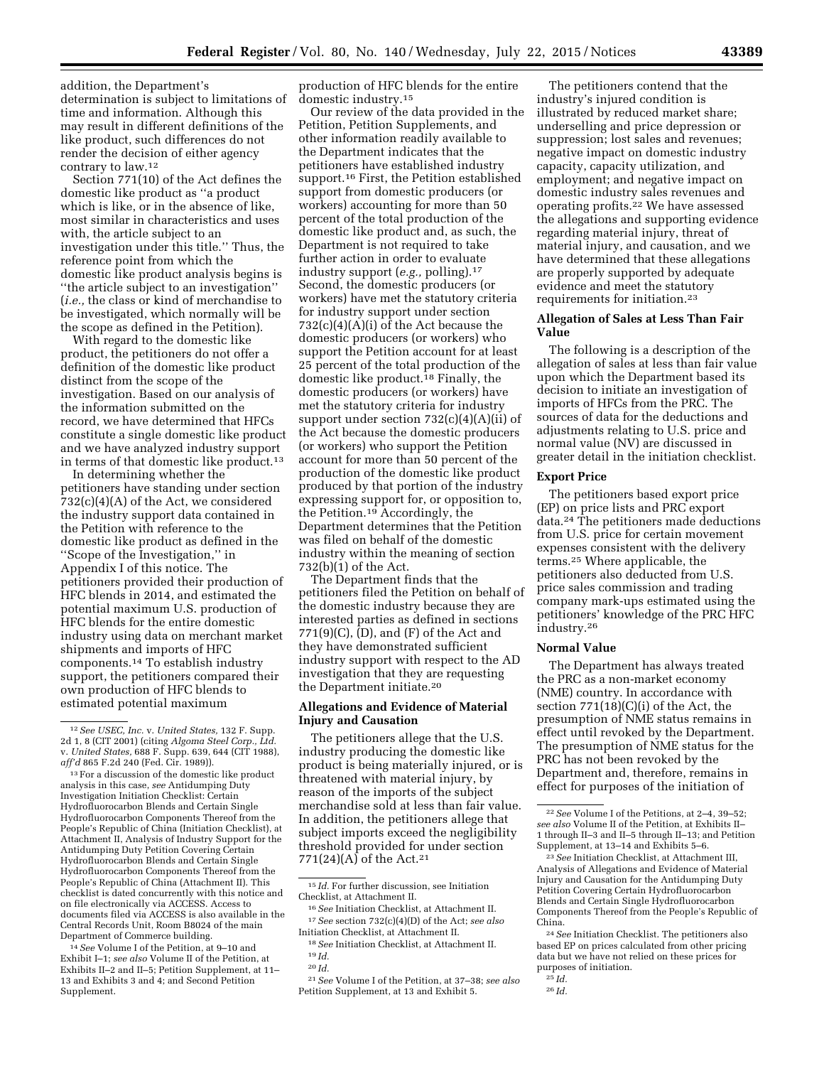addition, the Department's determination is subject to limitations of time and information. Although this may result in different definitions of the like product, such differences do not render the decision of either agency contrary to law.[12]

Section 771(10) of the Act defines the domestic like product as ''a product which is like, or in the absence of like, most similar in characteristics and uses with, the article subject to an investigation under this title.'' Thus, the reference point from which the domestic like product analysis begins is ''the article subject to an investigation'' (*i.e.,* the class or kind of merchandise to be investigated, which normally will be the scope as defined in the Petition).

With regard to the domestic like product, the petitioners do not offer a definition of the domestic like product distinct from the scope of the investigation. Based on our analysis of the information submitted on the record, we have determined that HFCs constitute a single domestic like product and we have analyzed industry support in terms of that domestic like product.[13]

In determining whether the petitioners have standing under section 732(c)(4)(A) of the Act, we considered the industry support data contained in the Petition with reference to the domestic like product as defined in the ''Scope of the Investigation,'' in Appendix I of this notice. The petitioners provided their production of HFC blends in 2014, and estimated the potential maximum U.S. production of HFC blends for the entire domestic industry using data on merchant market shipments and imports of HFC components.[14] To establish industry support, the petitioners compared their own production of HFC blends to estimated potential maximum production of HFC blends for the entire domestic industry.[15]

Our review of the data provided in the Petition, Petition Supplements, and other information readily available to the Department indicates that the petitioners have established industry support.[16] First, the Petition established support from domestic producers (or workers) accounting for more than 50 percent of the total production of the domestic like product and, as such, the Department is not required to take further action in order to evaluate industry support (*e.g.,* polling).[17] Second, the domestic producers (or workers) have met the statutory criteria for industry support under section 732(c)(4)(A)(i) of the Act because the domestic producers (or workers) who support the Petition account for at least 25 percent of the total production of the domestic like product.[18] Finally, the domestic producers (or workers) have met the statutory criteria for industry support under section 732(c)(4)(A)(ii) of the Act because the domestic producers (or workers) who support the Petition account for more than 50 percent of the production of the domestic like product produced by that portion of the industry expressing support for, or opposition to, the Petition.[19] Accordingly, the Department determines that the Petition was filed on behalf of the domestic industry within the meaning of section 732(b)(1) of the Act.

The Department finds that the petitioners filed the Petition on behalf of the domestic industry because they are interested parties as defined in sections 771(9)(C), (D), and (F) of the Act and they have demonstrated sufficient industry support with respect to the AD investigation that they are requesting the Department initiate.[20]

## Allegations and Evidence of Material Injury and Causation

The petitioners allege that the U.S. industry producing the domestic like product is being materially injured, or is threatened with material injury, by reason of the imports of the subject merchandise sold at less than fair value. In addition, the petitioners allege that subject imports exceed the negligibility threshold provided for under section 771(24)(A) of the Act.[21]

The petitioners contend that the industry's injured condition is illustrated by reduced market share; underselling and price depression or suppression; lost sales and revenues; negative impact on domestic industry capacity, capacity utilization, and employment; and negative impact on domestic industry sales revenues and operating profits.[22] We have assessed the allegations and supporting evidence regarding material injury, threat of material injury, and causation, and we have determined that these allegations are properly supported by adequate evidence and meet the statutory requirements for initiation.[23]

## Allegation of Sales at Less Than Fair Value

The following is a description of the allegation of sales at less than fair value upon which the Department based its decision to initiate an investigation of imports of HFCs from the PRC. The sources of data for the deductions and adjustments relating to U.S. price and normal value (NV) are discussed in greater detail in the initiation checklist.

## Export Price

The petitioners based export price (EP) on price lists and PRC export data.[24] The petitioners made deductions from U.S. price for certain movement expenses consistent with the delivery terms.[25] Where applicable, the petitioners also deducted from U.S. price sales commission and trading company mark-ups estimated using the petitioners' knowledge of the PRC HFC industry.[26]

## Normal Value

The Department has always treated the PRC as a non-market economy (NME) country. In accordance with section 771(18)(C)(i) of the Act, the presumption of NME status remains in effect until revoked by the Department. The presumption of NME status for the PRC has not been revoked by the Department and, therefore, remains in effect for purposes of the initiation of

---

[12] *See USEC, Inc.* v. *United States,* 132 F. Supp. 2d 1, 8 (CIT 2001) (citing *Algoma Steel Corp., Ltd.* v. *United States,* 688 F. Supp. 639, 644 (CIT 1988), *aff'd* 865 F.2d 240 (Fed. Cir. 1989)).

[13] For a discussion of the domestic like product analysis in this case, *see* Antidumping Duty Investigation Initiation Checklist: Certain Hydrofluorocarbon Blends and Certain Single Hydrofluorocarbon Components Thereof from the People's Republic of China (Initiation Checklist), at Attachment II, Analysis of Industry Support for the Antidumping Duty Petition Covering Certain Hydrofluorocarbon Blends and Certain Single Hydrofluorocarbon Components Thereof from the People's Republic of China (Attachment II). This checklist is dated concurrently with this notice and on file electronically via ACCESS. Access to documents filed via ACCESS is also available in the Central Records Unit, Room B8024 of the main Department of Commerce building.

[14] *See* Volume I of the Petition, at 9–10 and Exhibit I–1; *see also* Volume II of the Petition, at Exhibits II–2 and II–5; Petition Supplement, at 11–13 and Exhibits 3 and 4; and Second Petition Supplement.

[15] *Id.* For further discussion, see Initiation Checklist, at Attachment II.

[16] *See* Initiation Checklist, at Attachment II.

[17] *See* section 732(c)(4)(D) of the Act; *see also* Initiation Checklist, at Attachment II.

[18] *See* Initiation Checklist, at Attachment II.

[19] *Id.*

[20] *Id.*

[21] *See* Volume I of the Petition, at 37–38; *see also* Petition Supplement, at 13 and Exhibit 5.

[22] *See* Volume I of the Petitions, at 2–4, 39–52; *see also* Volume II of the Petition, at Exhibits II–1 through II–3 and II–5 through II–13; and Petition Supplement, at 13–14 and Exhibits 5–6.

[23] *See* Initiation Checklist, at Attachment III, Analysis of Allegations and Evidence of Material Injury and Causation for the Antidumping Duty Petition Covering Certain Hydrofluorocarbon Blends and Certain Single Hydrofluorocarbon Components Thereof from the People's Republic of China.

[24] *See* Initiation Checklist. The petitioners also based EP on prices calculated from other pricing data but we have not relied on these prices for purposes of initiation.

[25] *Id.*

[26] *Id.*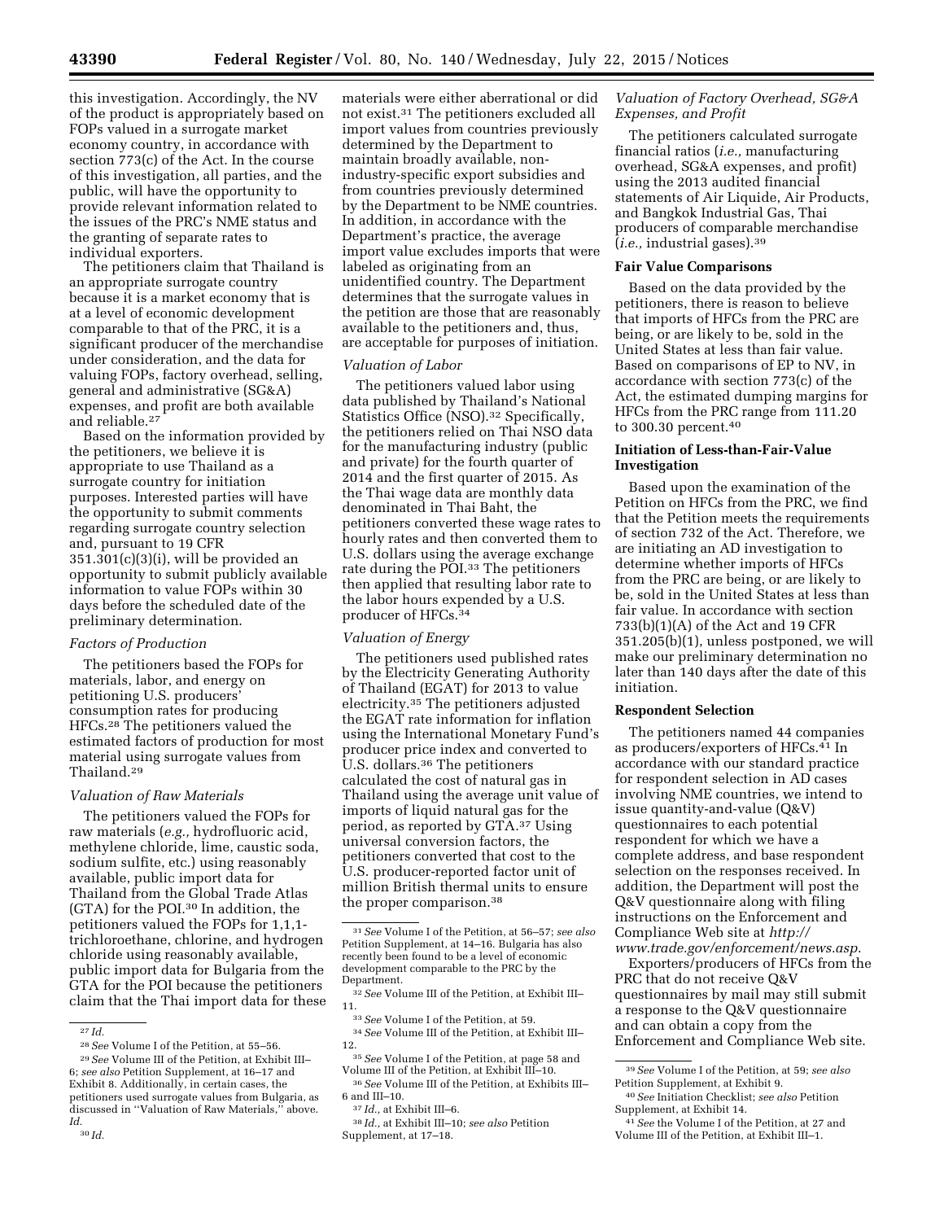this investigation. Accordingly, the NV of the product is appropriately based on FOPs valued in a surrogate market economy country, in accordance with section 773(c) of the Act. In the course of this investigation, all parties, and the public, will have the opportunity to provide relevant information related to the issues of the PRC's NME status and the granting of separate rates to individual exporters.

The petitioners claim that Thailand is an appropriate surrogate country because it is a market economy that is at a level of economic development comparable to that of the PRC, it is a significant producer of the merchandise under consideration, and the data for valuing FOPs, factory overhead, selling, general and administrative (SG&A) expenses, and profit are both available and reliable.[27]

Based on the information provided by the petitioners, we believe it is appropriate to use Thailand as a surrogate country for initiation purposes. Interested parties will have the opportunity to submit comments regarding surrogate country selection and, pursuant to 19 CFR 351.301(c)(3)(i), will be provided an opportunity to submit publicly available information to value FOPs within 30 days before the scheduled date of the preliminary determination.

### *Factors of Production*

The petitioners based the FOPs for materials, labor, and energy on petitioning U.S. producers' consumption rates for producing HFCs.[28] The petitioners valued the estimated factors of production for most material using surrogate values from Thailand.[29]

### *Valuation of Raw Materials*

The petitioners valued the FOPs for raw materials (*e.g.,* hydrofluoric acid, methylene chloride, lime, caustic soda, sodium sulfite, etc.) using reasonably available, public import data for Thailand from the Global Trade Atlas (GTA) for the POI.[30] In addition, the petitioners valued the FOPs for 1,1,1-trichloroethane, chlorine, and hydrogen chloride using reasonably available, public import data for Bulgaria from the GTA for the POI because the petitioners claim that the Thai import data for these materials were either aberrational or did not exist.[31] The petitioners excluded all import values from countries previously determined by the Department to maintain broadly available, non-industry-specific export subsidies and from countries previously determined by the Department to be NME countries. In addition, in accordance with the Department's practice, the average import value excludes imports that were labeled as originating from an unidentified country. The Department determines that the surrogate values in the petition are those that are reasonably available to the petitioners and, thus, are acceptable for purposes of initiation.

### *Valuation of Labor*

The petitioners valued labor using data published by Thailand's National Statistics Office (NSO).[32] Specifically, the petitioners relied on Thai NSO data for the manufacturing industry (public and private) for the fourth quarter of 2014 and the first quarter of 2015. As the Thai wage data are monthly data denominated in Thai Baht, the petitioners converted these wage rates to hourly rates and then converted them to U.S. dollars using the average exchange rate during the POI.[33] The petitioners then applied that resulting labor rate to the labor hours expended by a U.S. producer of HFCs.[34]

### *Valuation of Energy*

The petitioners used published rates by the Electricity Generating Authority of Thailand (EGAT) for 2013 to value electricity.[35] The petitioners adjusted the EGAT rate information for inflation using the International Monetary Fund's producer price index and converted to U.S. dollars.[36] The petitioners calculated the cost of natural gas in Thailand using the average unit value of imports of liquid natural gas for the period, as reported by GTA.[37] Using universal conversion factors, the petitioners converted that cost to the U.S. producer-reported factor unit of million British thermal units to ensure the proper comparison.[38]

### *Valuation of Factory Overhead, SG&A Expenses, and Profit*

The petitioners calculated surrogate financial ratios (*i.e.,* manufacturing overhead, SG&A expenses, and profit) using the 2013 audited financial statements of Air Liquide, Air Products, and Bangkok Industrial Gas, Thai producers of comparable merchandise (*i.e.,* industrial gases).[39]

## Fair Value Comparisons

Based on the data provided by the petitioners, there is reason to believe that imports of HFCs from the PRC are being, or are likely to be, sold in the United States at less than fair value. Based on comparisons of EP to NV, in accordance with section 773(c) of the Act, the estimated dumping margins for HFCs from the PRC range from 111.20 to 300.30 percent.[40]

## Initiation of Less-than-Fair-Value Investigation

Based upon the examination of the Petition on HFCs from the PRC, we find that the Petition meets the requirements of section 732 of the Act. Therefore, we are initiating an AD investigation to determine whether imports of HFCs from the PRC are being, or are likely to be, sold in the United States at less than fair value. In accordance with section 733(b)(1)(A) of the Act and 19 CFR 351.205(b)(1), unless postponed, we will make our preliminary determination no later than 140 days after the date of this initiation.

## Respondent Selection

The petitioners named 44 companies as producers/exporters of HFCs.[41] In accordance with our standard practice for respondent selection in AD cases involving NME countries, we intend to issue quantity-and-value (Q&V) questionnaires to each potential respondent for which we have a complete address, and base respondent selection on the responses received. In addition, the Department will post the Q&V questionnaire along with filing instructions on the Enforcement and Compliance Web site at *http://www.trade.gov/enforcement/news.asp*.

Exporters/producers of HFCs from the PRC that do not receive Q&V questionnaires by mail may still submit a response to the Q&V questionnaire and can obtain a copy from the Enforcement and Compliance Web site.

---

[27] *Id.*

[28] *See* Volume I of the Petition, at 55–56.

[29] *See* Volume III of the Petition, at Exhibit III–6; *see also* Petition Supplement, at 16–17 and Exhibit 8. Additionally, in certain cases, the petitioners used surrogate values from Bulgaria, as discussed in ''Valuation of Raw Materials,'' above. *Id.*

[30] *Id.*

[31] *See* Volume I of the Petition, at 56–57; *see also* Petition Supplement, at 14–16. Bulgaria has also recently been found to be a level of economic development comparable to the PRC by the Department.

[32] *See* Volume III of the Petition, at Exhibit III–11.

[33] *See* Volume I of the Petition, at 59.

[34] *See* Volume III of the Petition, at Exhibit III–12.

[35] *See* Volume I of the Petition, at page 58 and Volume III of the Petition, at Exhibit III–10.

[36] *See* Volume III of the Petition, at Exhibits III–6 and III–10.

[37] *Id.,* at Exhibit III–6.

[38] *Id.,* at Exhibit III–10; *see also* Petition Supplement, at 17–18.

[39] *See* Volume I of the Petition, at 59; *see also* Petition Supplement, at Exhibit 9.

[40] *See* Initiation Checklist; *see also* Petition Supplement, at Exhibit 14.

[41] *See* the Volume I of the Petition, at 27 and Volume III of the Petition, at Exhibit III–1.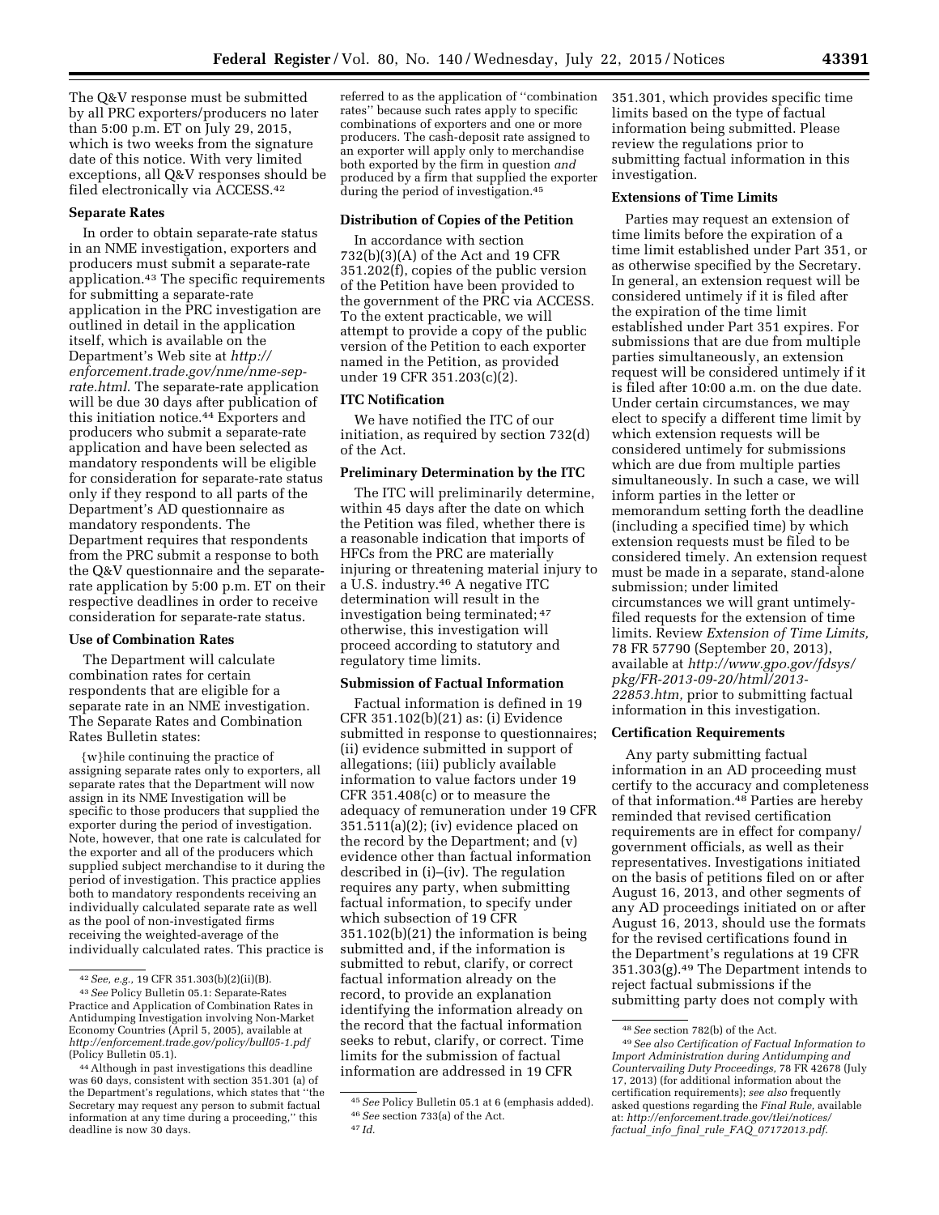The Q&V response must be submitted by all PRC exporters/producers no later than 5:00 p.m. ET on July 29, 2015, which is two weeks from the signature date of this notice. With very limited exceptions, all Q&V responses should be filed electronically via ACCESS.[42]

### Separate Rates

In order to obtain separate-rate status in an NME investigation, exporters and producers must submit a separate-rate application.[43] The specific requirements for submitting a separate-rate application in the PRC investigation are outlined in detail in the application itself, which is available on the Department's Web site at *http://enforcement.trade.gov/nme/nme-sep-rate.html*. The separate-rate application will be due 30 days after publication of this initiation notice.[44] Exporters and producers who submit a separate-rate application and have been selected as mandatory respondents will be eligible for consideration for separate-rate status only if they respond to all parts of the Department's AD questionnaire as mandatory respondents. The Department requires that respondents from the PRC submit a response to both the Q&V questionnaire and the separate-rate application by 5:00 p.m. ET on their respective deadlines in order to receive consideration for separate-rate status.

### Use of Combination Rates

The Department will calculate combination rates for certain respondents that are eligible for a separate rate in an NME investigation. The Separate Rates and Combination Rates Bulletin states:

> {w}hile continuing the practice of assigning separate rates only to exporters, all separate rates that the Department will now assign in its NME Investigation will be specific to those producers that supplied the exporter during the period of investigation. Note, however, that one rate is calculated for the exporter and all of the producers which supplied subject merchandise to it during the period of investigation. This practice applies both to mandatory respondents receiving an individually calculated separate rate as well as the pool of non-investigated firms receiving the weighted-average of the individually calculated rates. This practice is referred to as the application of "combination rates" because such rates apply to specific combinations of exporters and one or more producers. The cash-deposit rate assigned to an exporter will apply only to merchandise both exported by the firm in question *and* produced by a firm that supplied the exporter during the period of investigation.[45]

### Distribution of Copies of the Petition

In accordance with section 732(b)(3)(A) of the Act and 19 CFR 351.202(f), copies of the public version of the Petition have been provided to the government of the PRC via ACCESS. To the extent practicable, we will attempt to provide a copy of the public version of the Petition to each exporter named in the Petition, as provided under 19 CFR 351.203(c)(2).

### ITC Notification

We have notified the ITC of our initiation, as required by section 732(d) of the Act.

### Preliminary Determination by the ITC

The ITC will preliminarily determine, within 45 days after the date on which the Petition was filed, whether there is a reasonable indication that imports of HFCs from the PRC are materially injuring or threatening material injury to a U.S. industry.[46] A negative ITC determination will result in the investigation being terminated;[47] otherwise, this investigation will proceed according to statutory and regulatory time limits.

### Submission of Factual Information

Factual information is defined in 19 CFR 351.102(b)(21) as: (i) Evidence submitted in response to questionnaires; (ii) evidence submitted in support of allegations; (iii) publicly available information to value factors under 19 CFR 351.408(c) or to measure the adequacy of remuneration under 19 CFR 351.511(a)(2); (iv) evidence placed on the record by the Department; and (v) evidence other than factual information described in (i)–(iv). The regulation requires any party, when submitting factual information, to specify under which subsection of 19 CFR 351.102(b)(21) the information is being submitted and, if the information is submitted to rebut, clarify, or correct factual information already on the record, to provide an explanation identifying the information already on the record that the factual information seeks to rebut, clarify, or correct. Time limits for the submission of factual information are addressed in 19 CFR 351.301, which provides specific time limits based on the type of factual information being submitted. Please review the regulations prior to submitting factual information in this investigation.

### Extensions of Time Limits

Parties may request an extension of time limits before the expiration of a time limit established under Part 351, or as otherwise specified by the Secretary. In general, an extension request will be considered untimely if it is filed after the expiration of the time limit established under Part 351 expires. For submissions that are due from multiple parties simultaneously, an extension request will be considered untimely if it is filed after 10:00 a.m. on the due date. Under certain circumstances, we may elect to specify a different time limit by which extension requests will be considered untimely for submissions which are due from multiple parties simultaneously. In such a case, we will inform parties in the letter or memorandum setting forth the deadline (including a specified time) by which extension requests must be filed to be considered timely. An extension request must be made in a separate, stand-alone submission; under limited circumstances we will grant untimely-filed requests for the extension of time limits. Review *Extension of Time Limits,* 78 FR 57790 (September 20, 2013), available at *http://www.gpo.gov/fdsys/pkg/FR-2013-09-20/html/2013-22853.htm,* prior to submitting factual information in this investigation.

### Certification Requirements

Any party submitting factual information in an AD proceeding must certify to the accuracy and completeness of that information.[48] Parties are hereby reminded that revised certification requirements are in effect for company/government officials, as well as their representatives. Investigations initiated on the basis of petitions filed on or after August 16, 2013, and other segments of any AD proceedings initiated on or after August 16, 2013, should use the formats for the revised certifications found in the Department's regulations at 19 CFR 351.303(g).[49] The Department intends to reject factual submissions if the submitting party does not comply with

---

[42] *See, e.g.,* 19 CFR 351.303(b)(2)(ii)(B).

[43] *See* Policy Bulletin 05.1: Separate-Rates Practice and Application of Combination Rates in Antidumping Investigation involving Non-Market Economy Countries (April 5, 2005), available at *http://enforcement.trade.gov/policy/bull05-1.pdf* (Policy Bulletin 05.1).

[44] Although in past investigations this deadline was 60 days, consistent with section 351.301 (a) of the Department's regulations, which states that "the Secretary may request any person to submit factual information at any time during a proceeding," this deadline is now 30 days.

[45] *See* Policy Bulletin 05.1 at 6 (emphasis added).

[46] *See* section 733(a) of the Act.

[47] *Id.*

[48] *See* section 782(b) of the Act.

[49] *See also Certification of Factual Information to Import Administration during Antidumping and Countervailing Duty Proceedings,* 78 FR 42678 (July 17, 2013) (for additional information about the certification requirements); *see also* frequently asked questions regarding the *Final Rule,* available at: *http://enforcement.trade.gov/tlei/notices/factual_info_final_rule_FAQ_07172013.pdf.*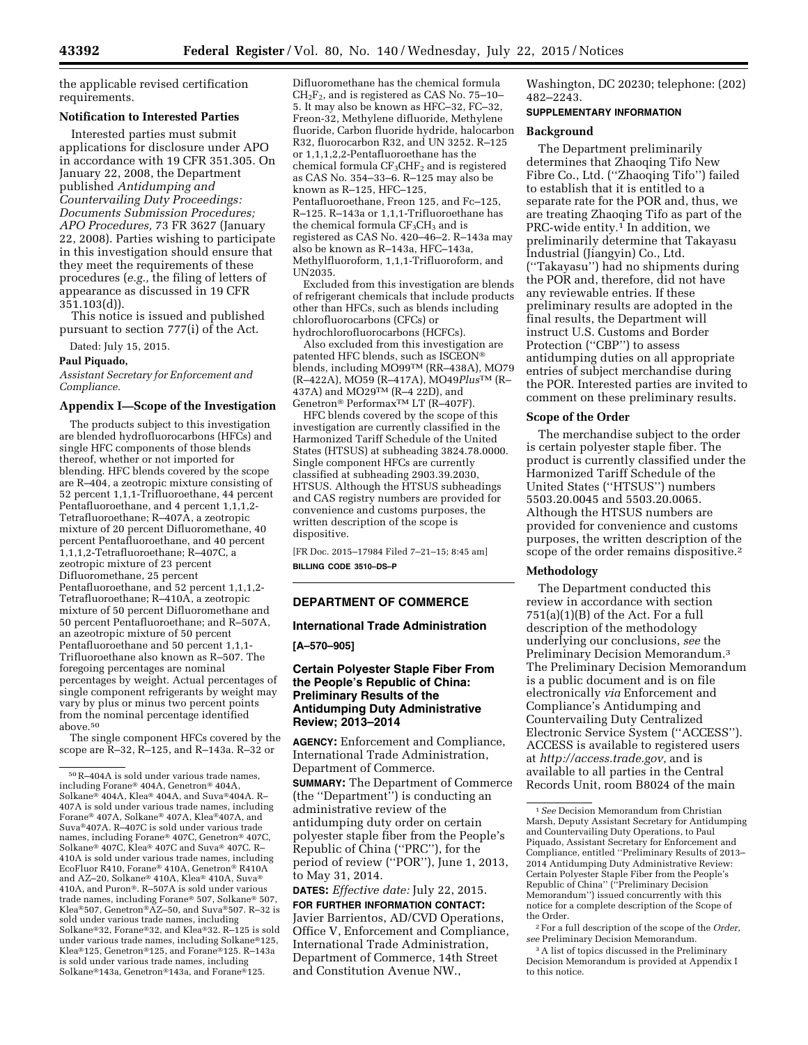the applicable revised certification requirements.

### Notification to Interested Parties

Interested parties must submit applications for disclosure under APO in accordance with 19 CFR 351.305. On January 22, 2008, the Department published *Antidumping and Countervailing Duty Proceedings: Documents Submission Procedures; APO Procedures,* 73 FR 3627 (January 22, 2008). Parties wishing to participate in this investigation should ensure that they meet the requirements of these procedures (*e.g.,* the filing of letters of appearance as discussed in 19 CFR 351.103(d)).

This notice is issued and published pursuant to section 777(i) of the Act.

Dated: July 15, 2015.

**Paul Piquado,**

*Assistant Secretary for Enforcement and Compliance.*

### Appendix I—Scope of the Investigation

The products subject to this investigation are blended hydrofluorocarbons (HFCs) and single HFC components of those blends thereof, whether or not imported for blending. HFC blends covered by the scope are R–404, a zeotropic mixture consisting of 52 percent 1,1,1-Trifluoroethane, 44 percent Pentafluoroethane, and 4 percent 1,1,1,2-Tetrafluoroethane; R–407A, a zeotropic mixture of 20 percent Difluoromethane, 40 percent Pentafluoroethane, and 40 percent 1,1,1,2-Tetrafluoroethane; R–407C, a zeotropic mixture of 23 percent Difluoromethane, 25 percent Pentafluoroethane, and 52 percent 1,1,1,2-Tetrafluoroethane; R–410A, a zeotropic mixture of 50 percent Difluoromethane and 50 percent Pentafluoroethane; and R–507A, an azeotropic mixture of 50 percent Pentafluoroethane and 50 percent 1,1,1-Trifluoroethane also known as R–507. The foregoing percentages are nominal percentages by weight. Actual percentages of single component refrigerants by weight may vary by plus or minus two percent points from the nominal percentage identified above.[50]

The single component HFCs covered by the scope are R–32, R–125, and R–143a. R–32 or Difluoromethane has the chemical formula $CH_2F_2$, and is registered as CAS No. 75–10–5. It may also be known as HFC–32, FC–32, Freon-32, Methylene difluoride, Methylene fluoride, Carbon fluoride hydride, halocarbon R32, fluorocarbon R32, and UN 3252. R–125 or 1,1,1,2,2-Pentafluoroethane has the chemical formula $CF_3CHF_2$ and is registered as CAS No. 354–33–6. R–125 may also be known as R–125, HFC–125, Pentafluoroethane, Freon 125, and Fc–125, R–125. R–143a or 1,1,1-Trifluoroethane has the chemical formula $CF_3CH_3$ and is registered as CAS No. 420–46–2. R–143a may also be known as R–143a, HFC–143a, Methylfluoroform, 1,1,1-Trifluoroform, and UN2035.

Excluded from this investigation are blends of refrigerant chemicals that include products other than HFCs, such as blends including chlorofluorocarbons (CFCs) or hydrochlorofluorocarbons (HCFCs).

Also excluded from this investigation are patented HFC blends, such as ISCEON® blends, including MO99™ (RR–438A), MO79 (R–422A), MO59 (R–417A), MO49*Plus*™ (R–437A) and MO29™ (R–4 22D), and Genetron® Performax™ LT (R–407F).

HFC blends covered by the scope of this investigation are currently classified in the Harmonized Tariff Schedule of the United States (HTSUS) at subheading 3824.78.0000. Single component HFCs are currently classified at subheading 2903.39.2030, HTSUS. Although the HTSUS subheadings and CAS registry numbers are provided for convenience and customs purposes, the written description of the scope is dispositive.

[50] R–404A is sold under various trade names, including Forane® 404A, Genetron® 404A, Solkane® 404A, Klea® 404A, and Suva®404A. R–407A is sold under various trade names, including Forane® 407A, Solkane® 407A, Klea®407A, and Suva®407A. R–407C is sold under various trade names, including Forane® 407C, Genetron® 407C, Solkane® 407C, Klea® 407C and Suva® 407C. R–410A is sold under various trade names, including EcoFluor R410, Forane® 410A, Genetron® R410A and AZ–20, Solkane® 410A, Klea® 410A, Suva® 410A, and Puron®. R–507A is sold under various trade names, including Forane® 507, Solkane® 507, Klea®507, Genetron®AZ–50, and Suva®507. R–32 is sold under various trade names, including Solkane®32, Forane®32, and Klea®32. R–125 is sold under various trade names, including Solkane®125, Klea®125, Genetron®125, and Forane®125. R–143a is sold under various trade names, including Solkane®143a, Genetron®143a, and Forane®125.

[FR Doc. 2015–17984 Filed 7–21–15; 8:45 am]

**BILLING CODE 3510–DS–P**

---

## DEPARTMENT OF COMMERCE

### International Trade Administration

**[A–570–905]**

### Certain Polyester Staple Fiber From the People's Republic of China: Preliminary Results of the Antidumping Duty Administrative Review; 2013–2014

**AGENCY:** Enforcement and Compliance, International Trade Administration, Department of Commerce.

**SUMMARY:** The Department of Commerce (the ''Department'') is conducting an administrative review of the antidumping duty order on certain polyester staple fiber from the People's Republic of China (''PRC''), for the period of review (''POR''), June 1, 2013, to May 31, 2014.

**DATES:** *Effective date:* July 22, 2015.

**FOR FURTHER INFORMATION CONTACT:** Javier Barrientos, AD/CVD Operations, Office V, Enforcement and Compliance, International Trade Administration, Department of Commerce, 14th Street and Constitution Avenue NW., Washington, DC 20230; telephone: (202) 482–2243.

**SUPPLEMENTARY INFORMATION**

#### Background

The Department preliminarily determines that Zhaoqing Tifo New Fibre Co., Ltd. (''Zhaoqing Tifo'') failed to establish that it is entitled to a separate rate for the POR and, thus, we are treating Zhaoqing Tifo as part of the PRC-wide entity.[1] In addition, we preliminarily determine that Takayasu Industrial (Jiangyin) Co., Ltd. (''Takayasu'') had no shipments during the POR and, therefore, did not have any reviewable entries. If these preliminary results are adopted in the final results, the Department will instruct U.S. Customs and Border Protection (''CBP'') to assess antidumping duties on all appropriate entries of subject merchandise during the POR. Interested parties are invited to comment on these preliminary results.

#### Scope of the Order

The merchandise subject to the order is certain polyester staple fiber. The product is currently classified under the Harmonized Tariff Schedule of the United States (''HTSUS'') numbers 5503.20.0045 and 5503.20.0065. Although the HTSUS numbers are provided for convenience and customs purposes, the written description of the scope of the order remains dispositive.[2]

#### Methodology

The Department conducted this review in accordance with section 751(a)(1)(B) of the Act. For a full description of the methodology underlying our conclusions, *see* the Preliminary Decision Memorandum.[3] The Preliminary Decision Memorandum is a public document and is on file electronically *via* Enforcement and Compliance's Antidumping and Countervailing Duty Centralized Electronic Service System (''ACCESS''). ACCESS is available to registered users at *http://access.trade.gov,* and is available to all parties in the Central Records Unit, room B8024 of the main

[1] *See* Decision Memorandum from Christian Marsh, Deputy Assistant Secretary for Antidumping and Countervailing Duty Operations, to Paul Piquado, Assistant Secretary for Enforcement and Compliance, entitled ''Preliminary Results of 2013–2014 Antidumping Duty Administrative Review: Certain Polyester Staple Fiber from the People's Republic of China'' (''Preliminary Decision Memorandum'') issued concurrently with this notice for a complete description of the Scope of the Order.

[2] For a full description of the scope of the *Order, see* Preliminary Decision Memorandum.

[3] A list of topics discussed in the Preliminary Decision Memorandum is provided at Appendix I to this notice.